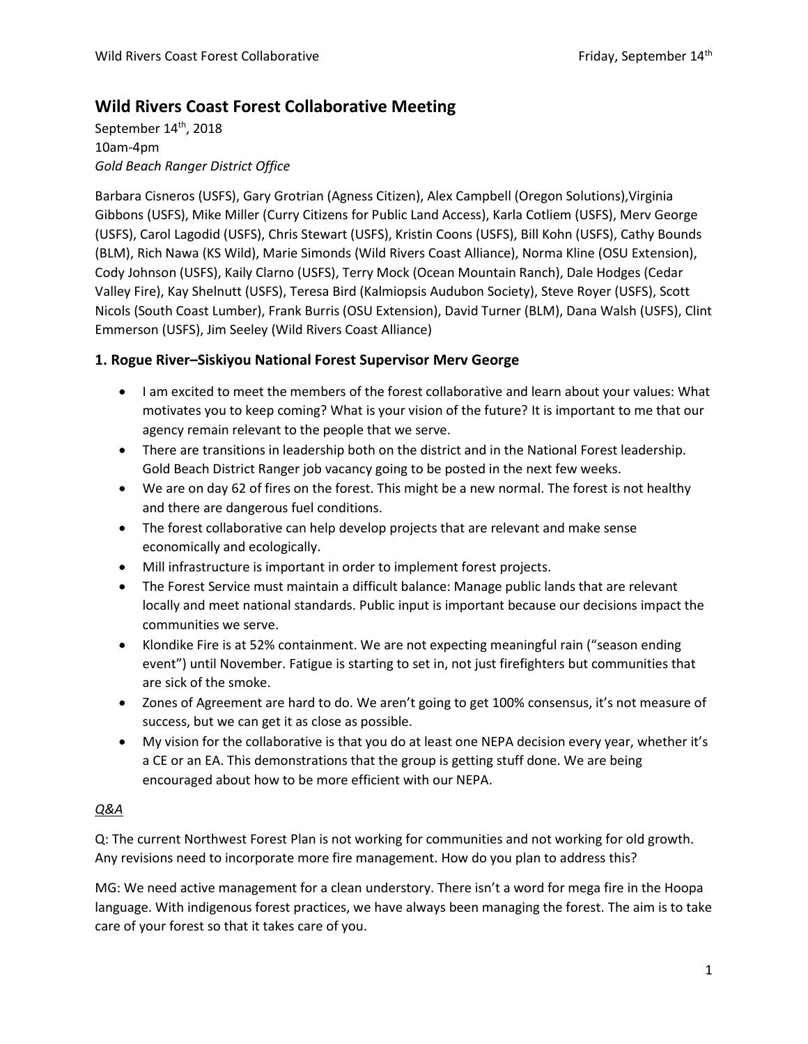# Wild Rivers Coast Forest Collaborative Meeting

September 14th, 2018
10am-4pm
*Gold Beach Ranger District Office*

Barbara Cisneros (USFS), Gary Grotrian (Agness Citizen), Alex Campbell (Oregon Solutions),Virginia Gibbons (USFS), Mike Miller (Curry Citizens for Public Land Access), Karla Cotliem (USFS), Merv George (USFS), Carol Lagodid (USFS), Chris Stewart (USFS), Kristin Coons (USFS), Bill Kohn (USFS), Cathy Bounds (BLM), Rich Nawa (KS Wild), Marie Simonds (Wild Rivers Coast Alliance), Norma Kline (OSU Extension), Cody Johnson (USFS), Kaily Clarno (USFS), Terry Mock (Ocean Mountain Ranch), Dale Hodges (Cedar Valley Fire), Kay Shelnutt (USFS), Teresa Bird (Kalmiopsis Audubon Society), Steve Royer (USFS), Scott Nicols (South Coast Lumber), Frank Burris (OSU Extension), David Turner (BLM), Dana Walsh (USFS), Clint Emmerson (USFS), Jim Seeley (Wild Rivers Coast Alliance)

## 1. Rogue River–Siskiyou National Forest Supervisor Merv George

- I am excited to meet the members of the forest collaborative and learn about your values: What motivates you to keep coming? What is your vision of the future? It is important to me that our agency remain relevant to the people that we serve.
- There are transitions in leadership both on the district and in the National Forest leadership. Gold Beach District Ranger job vacancy going to be posted in the next few weeks.
- We are on day 62 of fires on the forest. This might be a new normal. The forest is not healthy and there are dangerous fuel conditions.
- The forest collaborative can help develop projects that are relevant and make sense economically and ecologically.
- Mill infrastructure is important in order to implement forest projects.
- The Forest Service must maintain a difficult balance: Manage public lands that are relevant locally and meet national standards. Public input is important because our decisions impact the communities we serve.
- Klondike Fire is at 52% containment. We are not expecting meaningful rain ("season ending event") until November. Fatigue is starting to set in, not just firefighters but communities that are sick of the smoke.
- Zones of Agreement are hard to do. We aren't going to get 100% consensus, it's not measure of success, but we can get it as close as possible.
- My vision for the collaborative is that you do at least one NEPA decision every year, whether it's a CE or an EA. This demonstrations that the group is getting stuff done. We are being encouraged about how to be more efficient with our NEPA.

*Q&A*

Q: The current Northwest Forest Plan is not working for communities and not working for old growth. Any revisions need to incorporate more fire management. How do you plan to address this?

MG: We need active management for a clean understory. There isn't a word for mega fire in the Hoopa language. With indigenous forest practices, we have always been managing the forest. The aim is to take care of your forest so that it takes care of you.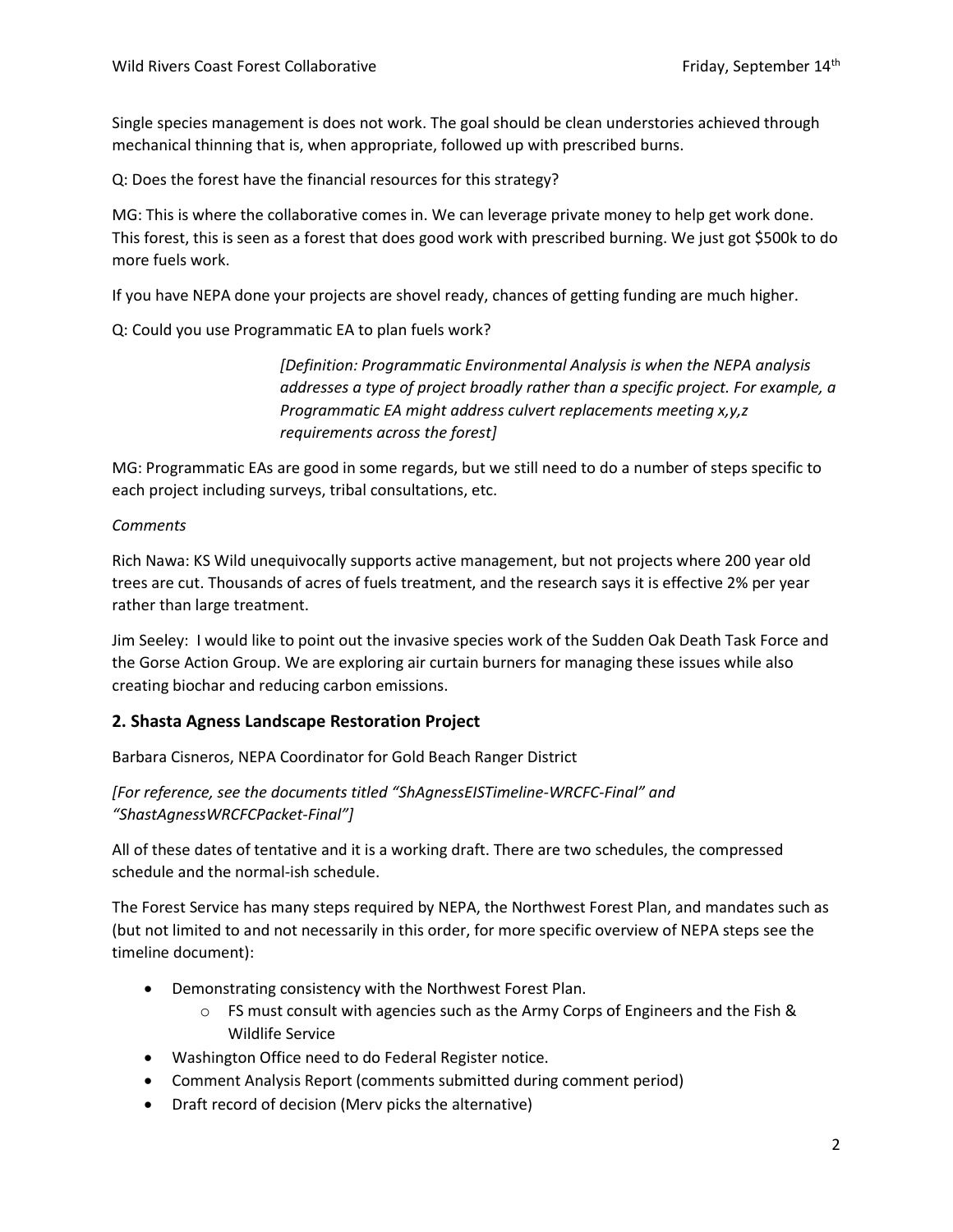Single species management is does not work. The goal should be clean understories achieved through mechanical thinning that is, when appropriate, followed up with prescribed burns.

Q: Does the forest have the financial resources for this strategy?

MG: This is where the collaborative comes in. We can leverage private money to help get work done. This forest, this is seen as a forest that does good work with prescribed burning. We just got $500k to do more fuels work.

If you have NEPA done your projects are shovel ready, chances of getting funding are much higher.

Q: Could you use Programmatic EA to plan fuels work?

> *[Definition: Programmatic Environmental Analysis is when the NEPA analysis addresses a type of project broadly rather than a specific project. For example, a Programmatic EA might address culvert replacements meeting x,y,z requirements across the forest]*

MG: Programmatic EAs are good in some regards, but we still need to do a number of steps specific to each project including surveys, tribal consultations, etc.

*Comments*

Rich Nawa: KS Wild unequivocally supports active management, but not projects where 200 year old trees are cut. Thousands of acres of fuels treatment, and the research says it is effective 2% per year rather than large treatment.

Jim Seeley: I would like to point out the invasive species work of the Sudden Oak Death Task Force and the Gorse Action Group. We are exploring air curtain burners for managing these issues while also creating biochar and reducing carbon emissions.

## 2. Shasta Agness Landscape Restoration Project

Barbara Cisneros, NEPA Coordinator for Gold Beach Ranger District

*[For reference, see the documents titled "ShAgnessEISTimeline-WRCFC-Final" and "ShastAgnessWRCFCPacket-Final"]*

All of these dates of tentative and it is a working draft. There are two schedules, the compressed schedule and the normal-ish schedule.

The Forest Service has many steps required by NEPA, the Northwest Forest Plan, and mandates such as (but not limited to and not necessarily in this order, for more specific overview of NEPA steps see the timeline document):

- Demonstrating consistency with the Northwest Forest Plan.
  - FS must consult with agencies such as the Army Corps of Engineers and the Fish & Wildlife Service
- Washington Office need to do Federal Register notice.
- Comment Analysis Report (comments submitted during comment period)
- Draft record of decision (Merv picks the alternative)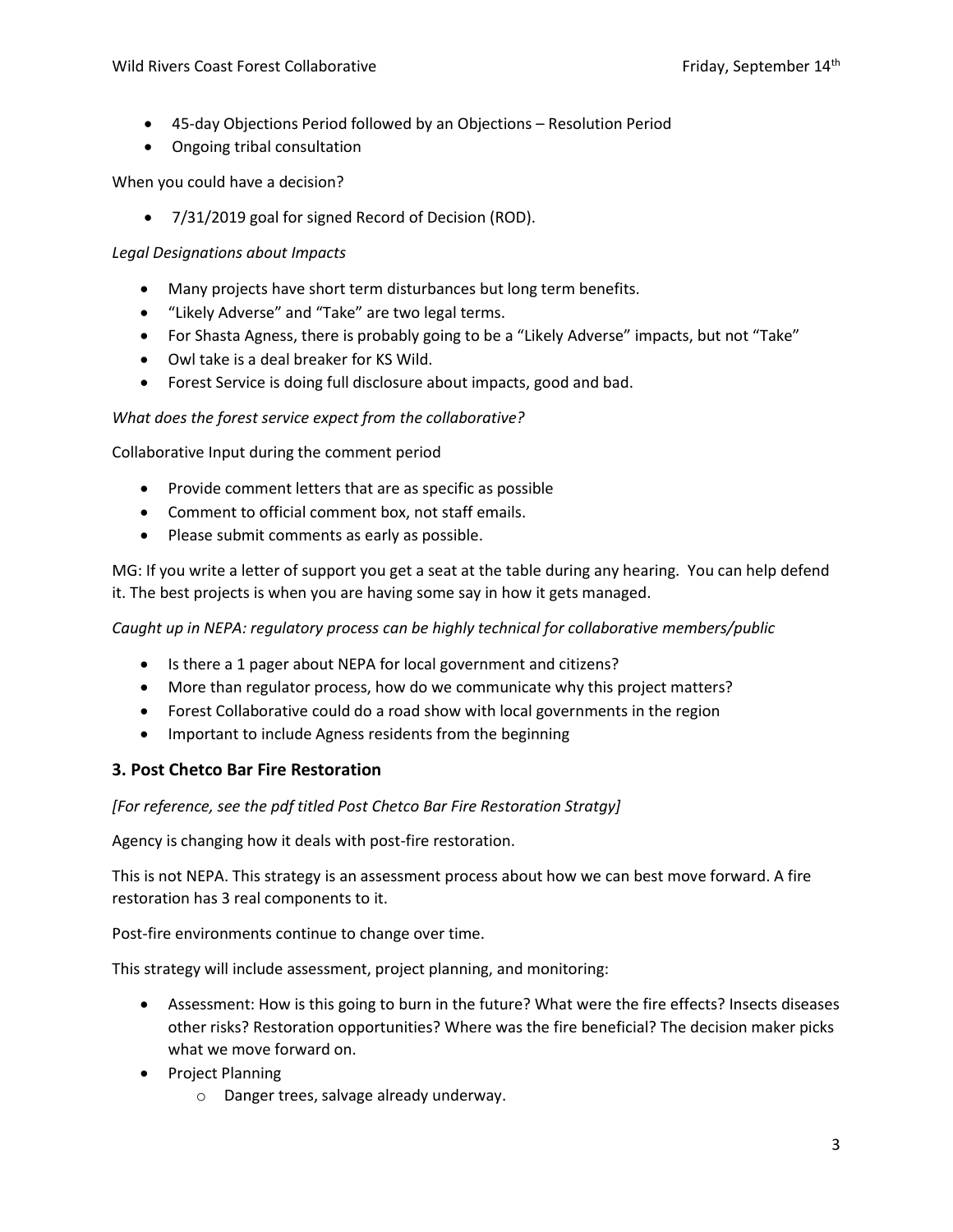- 45-day Objections Period followed by an Objections – Resolution Period
- Ongoing tribal consultation

When you could have a decision?

- 7/31/2019 goal for signed Record of Decision (ROD).

*Legal Designations about Impacts*

- Many projects have short term disturbances but long term benefits.
- "Likely Adverse" and "Take" are two legal terms.
- For Shasta Agness, there is probably going to be a "Likely Adverse" impacts, but not "Take"
- Owl take is a deal breaker for KS Wild.
- Forest Service is doing full disclosure about impacts, good and bad.

*What does the forest service expect from the collaborative?*

Collaborative Input during the comment period

- Provide comment letters that are as specific as possible
- Comment to official comment box, not staff emails.
- Please submit comments as early as possible.

MG: If you write a letter of support you get a seat at the table during any hearing. You can help defend it. The best projects is when you are having some say in how it gets managed.

*Caught up in NEPA: regulatory process can be highly technical for collaborative members/public*

- Is there a 1 pager about NEPA for local government and citizens?
- More than regulator process, how do we communicate why this project matters?
- Forest Collaborative could do a road show with local governments in the region
- Important to include Agness residents from the beginning

### 3. Post Chetco Bar Fire Restoration

*[For reference, see the pdf titled Post Chetco Bar Fire Restoration Stratgy]*

Agency is changing how it deals with post-fire restoration.

This is not NEPA. This strategy is an assessment process about how we can best move forward. A fire restoration has 3 real components to it.

Post-fire environments continue to change over time.

This strategy will include assessment, project planning, and monitoring:

- Assessment: How is this going to burn in the future? What were the fire effects? Insects diseases other risks? Restoration opportunities? Where was the fire beneficial? The decision maker picks what we move forward on.
- Project Planning
    - Danger trees, salvage already underway.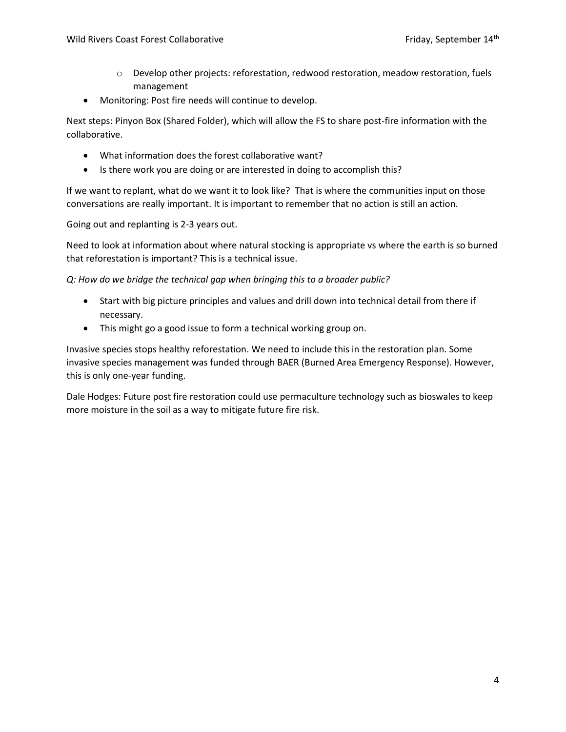- Develop other projects: reforestation, redwood restoration, meadow restoration, fuels management
- Monitoring: Post fire needs will continue to develop.

Next steps: Pinyon Box (Shared Folder), which will allow the FS to share post-fire information with the collaborative.

- What information does the forest collaborative want?
- Is there work you are doing or are interested in doing to accomplish this?

If we want to replant, what do we want it to look like? That is where the communities input on those conversations are really important. It is important to remember that no action is still an action.

Going out and replanting is 2-3 years out.

Need to look at information about where natural stocking is appropriate vs where the earth is so burned that reforestation is important? This is a technical issue.

*Q: How do we bridge the technical gap when bringing this to a broader public?*

- Start with big picture principles and values and drill down into technical detail from there if necessary.
- This might go a good issue to form a technical working group on.

Invasive species stops healthy reforestation. We need to include this in the restoration plan. Some invasive species management was funded through BAER (Burned Area Emergency Response). However, this is only one-year funding.

Dale Hodges: Future post fire restoration could use permaculture technology such as bioswales to keep more moisture in the soil as a way to mitigate future fire risk.